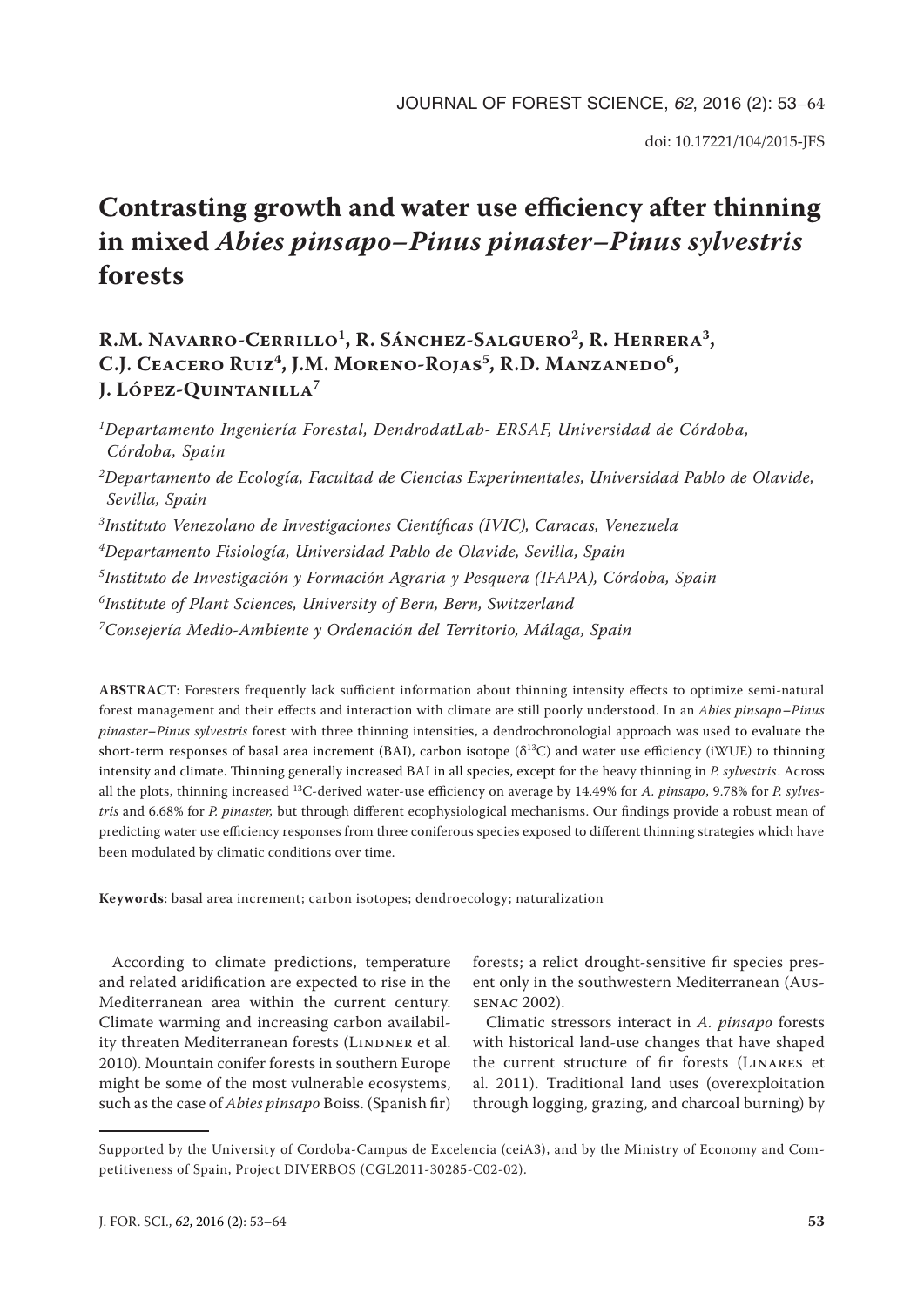# Contrasting growth and water use efficiency after thinning in mixed *Abies pinsapo–Pinus pinaster–Pinus sylvestris* forests

**R.M. Navarro-Cerrillo[1], R. Sánchez-Salguero[2], R. Herrera[3], C.J. Ceacero Ruiz[4], J.M. Moreno-Rojas[5], R.D. Manzanedo[6], J. López-Quintanilla[7]**

[1]*Departamento Ingeniería Forestal, DendrodatLab- ERSAF, Universidad de Córdoba, Córdoba, Spain*

[2]*Departamento de Ecología, Facultad de Ciencias Experimentales, Universidad Pablo de Olavide, Sevilla, Spain*

[3]*Instituto Venezolano de Investigaciones Científicas (IVIC), Caracas, Venezuela*

[4]*Departamento Fisiología, Universidad Pablo de Olavide, Sevilla, Spain*

[5]*Instituto de Investigación y Formación Agraria y Pesquera (IFAPA), Córdoba, Spain*

[6]*Institute of Plant Sciences, University of Bern, Bern, Switzerland*

[7]*Consejería Medio-Ambiente y Ordenación del Territorio, Málaga, Spain*

**ABSTRACT**: Foresters frequently lack sufficient information about thinning intensity effects to optimize semi-natural forest management and their effects and interaction with climate are still poorly understood. In an *Abies pinsapo–Pinus pinaster–Pinus sylvestris* forest with three thinning intensities, a dendrochronologial approach was used to evaluate the short-term responses of basal area increment (BAI), carbon isotope ($\delta^{13}C$) and water use efficiency (iWUE) to thinning intensity and climate. Thinning generally increased BAI in all species, except for the heavy thinning in *P. sylvestris*. Across all the plots, thinning increased $^{13}C$-derived water-use efficiency on average by 14.49% for *A. pinsapo*, 9.78% for *P. sylvestris* and 6.68% for *P. pinaster,* but through different ecophysiological mechanisms. Our findings provide a robust mean of predicting water use efficiency responses from three coniferous species exposed to different thinning strategies which have been modulated by climatic conditions over time.

**Keywords**: basal area increment; carbon isotopes; dendroecology; naturalization

According to climate predictions, temperature and related aridification are expected to rise in the Mediterranean area within the current century. Climate warming and increasing carbon availability threaten Mediterranean forests (Lindner et al. 2010). Mountain conifer forests in southern Europe might be some of the most vulnerable ecosystems, such as the case of *Abies pinsapo* Boiss. (Spanish fir) forests; a relict drought-sensitive fir species present only in the southwestern Mediterranean (Aussenac 2002).

Climatic stressors interact in *A. pinsapo* forests with historical land-use changes that have shaped the current structure of fir forests (Linares et al. 2011). Traditional land uses (overexploitation through logging, grazing, and charcoal burning) by

Supported by the University of Cordoba-Campus de Excelencia (ceiA3), and by the Ministry of Economy and Competitiveness of Spain, Project DIVERBOS (CGL2011-30285-C02-02).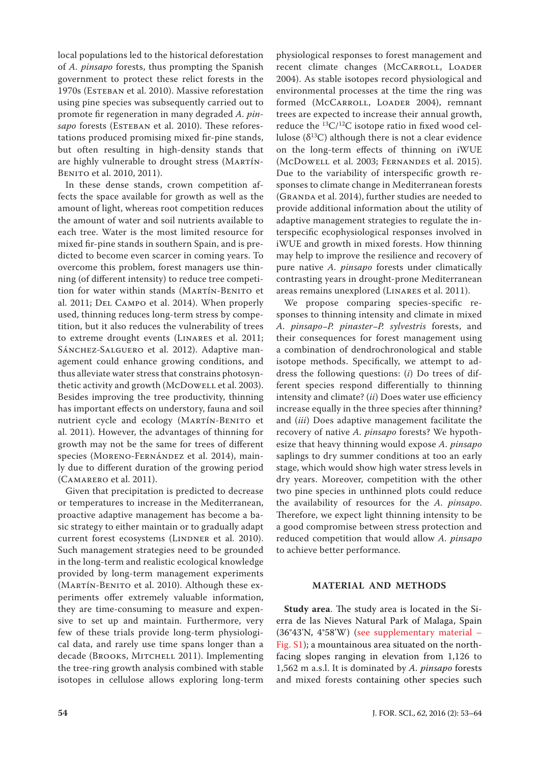local populations led to the historical deforestation of *A. pinsapo* forests, thus prompting the Spanish government to protect these relict forests in the 1970s (Esteban et al. 2010). Massive reforestation using pine species was subsequently carried out to promote fir regeneration in many degraded *A. pinsapo* forests (Esteban et al. 2010). These reforestations produced promising mixed fir-pine stands, but often resulting in high-density stands that are highly vulnerable to drought stress (Martín-Benito et al. 2010, 2011).

In these dense stands, crown competition affects the space available for growth as well as the amount of light, whereas root competition reduces the amount of water and soil nutrients available to each tree. Water is the most limited resource for mixed fir-pine stands in southern Spain, and is predicted to become even scarcer in coming years. To overcome this problem, forest managers use thinning (of different intensity) to reduce tree competition for water within stands (Martín-Benito et al. 2011; Del Campo et al. 2014). When properly used, thinning reduces long-term stress by competition, but it also reduces the vulnerability of trees to extreme drought events (Linares et al. 2011; Sánchez-Salguero et al. 2012). Adaptive management could enhance growing conditions, and thus alleviate water stress that constrains photosynthetic activity and growth (McDowell et al. 2003). Besides improving the tree productivity, thinning has important effects on understory, fauna and soil nutrient cycle and ecology (Martín-Benito et al. 2011). However, the advantages of thinning for growth may not be the same for trees of different species (Moreno-Fernández et al. 2014), mainly due to different duration of the growing period (Camarero et al. 2011).

Given that precipitation is predicted to decrease or temperatures to increase in the Mediterranean, proactive adaptive management has become a basic strategy to either maintain or to gradually adapt current forest ecosystems (Lindner et al. 2010). Such management strategies need to be grounded in the long-term and realistic ecological knowledge provided by long-term management experiments (Martín-Benito et al. 2010). Although these experiments offer extremely valuable information, they are time-consuming to measure and expensive to set up and maintain. Furthermore, very few of these trials provide long-term physiological data, and rarely use time spans longer than a decade (Brooks, Mitchell 2011). Implementing the tree-ring growth analysis combined with stable isotopes in cellulose allows exploring long-term physiological responses to forest management and recent climate changes (McCarroll, Loader 2004). As stable isotopes record physiological and environmental processes at the time the ring was formed (McCarroll, Loader 2004), remnant trees are expected to increase their annual growth, reduce the $^{13}C/^{12}C$ isotope ratio in fixed wood cellulose ($\delta^{13}C$) although there is not a clear evidence on the long-term effects of thinning on iWUE (McDowell et al. 2003; Fernandes et al. 2015). Due to the variability of interspecific growth responses to climate change in Mediterranean forests (Granda et al. 2014), further studies are needed to provide additional information about the utility of adaptive management strategies to regulate the interspecific ecophysiological responses involved in iWUE and growth in mixed forests. How thinning may help to improve the resilience and recovery of pure native *A. pinsapo* forests under climatically contrasting years in drought-prone Mediterranean areas remains unexplored (Linares et al. 2011).

We propose comparing species-specific responses to thinning intensity and climate in mixed *A. pinsapo*–*P. pinaster*–*P. sylvestris* forests, and their consequences for forest management using a combination of dendrochronological and stable isotope methods. Specifically, we attempt to address the following questions: (*i*) Do trees of different species respond differentially to thinning intensity and climate? (*ii*) Does water use efficiency increase equally in the three species after thinning? and (*iii*) Does adaptive management facilitate the recovery of native *A. pinsapo* forests? We hypothesize that heavy thinning would expose *A. pinsapo* saplings to dry summer conditions at too an early stage, which would show high water stress levels in dry years. Moreover, competition with the other two pine species in unthinned plots could reduce the availability of resources for the *A. pinsapo*. Therefore, we expect light thinning intensity to be a good compromise between stress protection and reduced competition that would allow *A. pinsapo* to achieve better performance.

## MATERIAL AND METHODS

**Study area**. The study area is located in the Sierra de las Nieves Natural Park of Malaga, Spain (36°43'N, 4°58'W) (see supplementary material – Fig. S1); a mountainous area situated on the north-facing slopes ranging in elevation from 1,126 to 1,562 m a.s.l. It is dominated by *A. pinsapo* forests and mixed forests containing other species such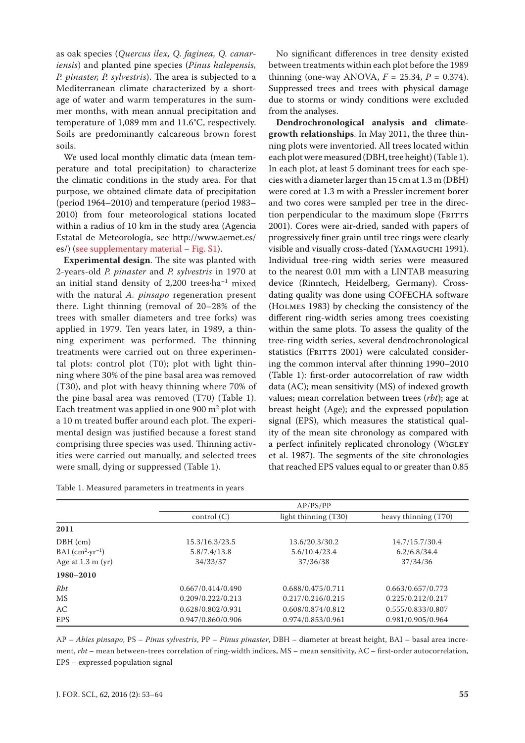as oak species (*Quercus ilex, Q. faginea, Q. canariensis*) and planted pine species (*Pinus halepensis, P. pinaster, P. sylvestris*). The area is subjected to a Mediterranean climate characterized by a shortage of water and warm temperatures in the summer months, with mean annual precipitation and temperature of 1,089 mm and 11.6°C, respectively. Soils are predominantly calcareous brown forest soils.

We used local monthly climatic data (mean temperature and total precipitation) to characterize the climatic conditions in the study area. For that purpose, we obtained climate data of precipitation (period 1964–2010) and temperature (period 1983–2010) from four meteorological stations located within a radius of 10 km in the study area (Agencia Estatal de Meteorología, see http://www.aemet.es/es/) (see supplementary material – Fig. S1).

**Experimental design**. The site was planted with 2-years-old *P. pinaster* and *P. sylvestris* in 1970 at an initial stand density of 2,200 trees·ha$^{-1}$ mixed with the natural *A. pinsapo* regeneration present there. Light thinning (removal of 20–28% of the trees with smaller diameters and tree forks) was applied in 1979. Ten years later, in 1989, a thinning experiment was performed. The thinning treatments were carried out on three experimental plots: control plot (T0); plot with light thinning where 30% of the pine basal area was removed (T30), and plot with heavy thinning where 70% of the pine basal area was removed (T70) (Table 1). Each treatment was applied in one 900 m$^2$ plot with a 10 m treated buffer around each plot. The experimental design was justified because a forest stand comprising three species was used. Thinning activities were carried out manually, and selected trees were small, dying or suppressed (Table 1).

No significant differences in tree density existed between treatments within each plot before the 1989 thinning (one-way ANOVA, $F = 25.34$, $P = 0.374$). Suppressed trees and trees with physical damage due to storms or windy conditions were excluded from the analyses.

**Dendrochronological analysis and climate-growth relationships**. In May 2011, the three thinning plots were inventoried. All trees located within each plot were measured (DBH, tree height) (Table 1). In each plot, at least 5 dominant trees for each species with a diameter larger than 15 cm at 1.3 m (DBH) were cored at 1.3 m with a Pressler increment borer and two cores were sampled per tree in the direction perpendicular to the maximum slope (Fritts 2001). Cores were air-dried, sanded with papers of progressively finer grain until tree rings were clearly visible and visually cross-dated (Yamaguchi 1991). Individual tree-ring width series were measured to the nearest 0.01 mm with a LINTAB measuring device (Rinntech, Heidelberg, Germany). Cross-dating quality was done using COFECHA software (Holmes 1983) by checking the consistency of the different ring-width series among trees coexisting within the same plots. To assess the quality of the tree-ring width series, several dendrochronological statistics (Fritts 2001) were calculated considering the common interval after thinning 1990–2010 (Table 1): first-order autocorrelation of raw width data (AC); mean sensitivity (MS) of indexed growth values; mean correlation between trees (*rbt*); age at breast height (Age); and the expressed population signal (EPS), which measures the statistical quality of the mean site chronology as compared with a perfect infinitely replicated chronology (Wigley et al. 1987). The segments of the site chronologies that reached EPS values equal to or greater than 0.85

Table 1. Measured parameters in treatments in years

| | AP/PS/PP | | |
|---|---|---|---|
| | control (C) | light thinning (T30) | heavy thinning (T70) |
| **2011** | | | |
| DBH (cm) | 15.3/16.3/23.5 | 13.6/20.3/30.2 | 14.7/15.7/30.4 |
| BAI (cm$^2$·yr$^{-1}$) | 5.8/7.4/13.8 | 5.6/10.4/23.4 | 6.2/6.8/34.4 |
| Age at 1.3 m (yr) | 34/33/37 | 37/36/38 | 37/34/36 |
| **1980–2010** | | | |
| *Rbt* | 0.667/0.414/0.490 | 0.688/0.475/0.711 | 0.663/0.657/0.773 |
| MS | 0.209/0.222/0.213 | 0.217/0.216/0.215 | 0.225/0.212/0.217 |
| AC | 0.628/0.802/0.931 | 0.608/0.874/0.812 | 0.555/0.833/0.807 |
| EPS | 0.947/0.860/0.906 | 0.974/0.853/0.961 | 0.981/0.905/0.964 |

AP – *Abies pinsapo*, PS – *Pinus sylvestris*, PP – *Pinus pinaster*, DBH – diameter at breast height, BAI – basal area increment, *rbt* – mean between-trees correlation of ring-width indices, MS – mean sensitivity, AC – first-order autocorrelation, EPS – expressed population signal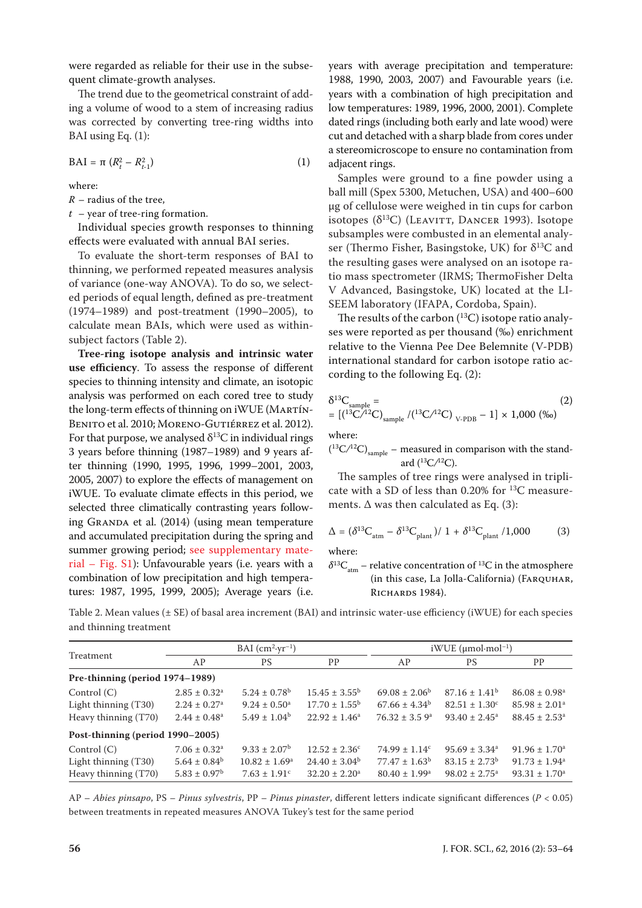were regarded as reliable for their use in the subsequent climate-growth analyses.

The trend due to the geometrical constraint of adding a volume of wood to a stem of increasing radius was corrected by converting tree-ring widths into BAI using Eq. (1):

$$\text{BAI} = \pi \left(R_t^2 - R_{t-1}^2\right) \quad (1)$$

where:

$R$ – radius of the tree,

$t$ – year of tree-ring formation.

Individual species growth responses to thinning effects were evaluated with annual BAI series.

To evaluate the short-term responses of BAI to thinning, we performed repeated measures analysis of variance (one-way ANOVA). To do so, we selected periods of equal length, defined as pre-treatment (1974–1989) and post-treatment (1990–2005), to calculate mean BAIs, which were used as within-subject factors (Table 2).

**Tree-ring isotope analysis and intrinsic water use efficiency**. To assess the response of different species to thinning intensity and climate, an isotopic analysis was performed on each cored tree to study the long-term effects of thinning on iWUE (Martín-Benito et al. 2010; Moreno-Gutiérrez et al. 2012). For that purpose, we analysed $\delta^{13}C$ in individual rings 3 years before thinning (1987–1989) and 9 years after thinning (1990, 1995, 1996, 1999–2001, 2003, 2005, 2007) to explore the effects of management on iWUE. To evaluate climate effects in this period, we selected three climatically contrasting years following Granda et al. (2014) (using mean temperature and accumulated precipitation during the spring and summer growing period; see supplementary material – Fig. S1): Unfavourable years (i.e. years with a combination of low precipitation and high temperatures: 1987, 1995, 1999, 2005); Average years (i.e. years with average precipitation and temperature: 1988, 1990, 2003, 2007) and Favourable years (i.e. years with a combination of high precipitation and low temperatures: 1989, 1996, 2000, 2001). Complete dated rings (including both early and late wood) were cut and detached with a sharp blade from cores under a stereomicroscope to ensure no contamination from adjacent rings.

Samples were ground to a fine powder using a ball mill (Spex 5300, Metuchen, USA) and 400–600 µg of cellulose were weighed in tin cups for carbon isotopes ($\delta^{13}C$) (Leavitt, Dancer 1993). Isotope subsamples were combusted in an elemental analyser (Thermo Fisher, Basingstoke, UK) for $\delta^{13}C$ and the resulting gases were analysed on an isotope ratio mass spectrometer (IRMS; ThermoFisher Delta V Advanced, Basingstoke, UK) located at the LI-SEEM laboratory (IFAPA, Cordoba, Spain).

The results of the carbon ($^{13}C$) isotope ratio analyses were reported as per thousand (‰) enrichment relative to the Vienna Pee Dee Belemnite (V-PDB) international standard for carbon isotope ratio according to the following Eq. (2):

$$\delta^{13}C_{sample} = \left[\left({}^{13}C/{}^{12}C\right)_{sample} / \left({}^{13}C/{}^{12}C\right)_{V\text{-}PDB} - 1\right] \times 1{,}000 \text{ (‰)} \quad (2)$$

where:

$({}^{13}C/{}^{12}C)_{sample}$ – measured in comparison with the standard $({}^{13}C/{}^{12}C)$.

The samples of tree rings were analysed in triplicate with a SD of less than 0.20% for $^{13}C$ measurements. $\Delta$ was then calculated as Eq. (3):

$$\Delta = (\delta^{13}C_{atm} - \delta^{13}C_{plant}) / 1 + \delta^{13}C_{plant}/1{,}000 \quad (3)$$

where:

$\delta^{13}C_{atm}$ – relative concentration of $^{13}C$ in the atmosphere (in this case, La Jolla-California) (Farquhar, Richards 1984).

Table 2. Mean values (± SE) of basal area increment (BAI) and intrinsic water-use efficiency (iWUE) for each species and thinning treatment

| Treatment | BAI ($cm^2 \cdot yr^{-1}$) | | | iWUE ($\mu mol \cdot mol^{-1}$) | | |
|---|---|---|---|---|---|---|
| | AP | PS | PP | AP | PS | PP |
| **Pre-thinning (period 1974–1989)** | | | | | | |
| Control (C) | 2.85 ± 0.32[a] | 5.24 ± 0.78[b] | 15.45 ± 3.55[b] | 69.08 ± 2.06[b] | 87.16 ± 1.41[b] | 86.08 ± 0.98[a] |
| Light thinning (T30) | 2.24 ± 0.27[a] | 9.24 ± 0.50[a] | 17.70 ± 1.55[b] | 67.66 ± 4.34[b] | 82.51 ± 1.30[c] | 85.98 ± 2.01[a] |
| Heavy thinning (T70) | 2.44 ± 0.48[a] | 5.49 ± 1.04[b] | 22.92 ± 1.46[a] | 76.32 ± 3.5 9[a] | 93.40 ± 2.45[a] | 88.45 ± 2.53[a] |
| **Post-thinning (period 1990–2005)** | | | | | | |
| Control (C) | 7.06 ± 0.32[a] | 9.33 ± 2.07[b] | 12.52 ± 2.36[c] | 74.99 ± 1.14[c] | 95.69 ± 3.34[a] | 91.96 ± 1.70[a] |
| Light thinning (T30) | 5.64 ± 0.84[b] | 10.82 ± 1.69[a] | 24.40 ± 3.04[b] | 77.47 ± 1.63[b] | 83.15 ± 2.73[b] | 91.73 ± 1.94[a] |
| Heavy thinning (T70) | 5.83 ± 0.97[b] | 7.63 ± 1.91[c] | 32.20 ± 2.20[a] | 80.40 ± 1.99[a] | 98.02 ± 2.75[a] | 93.31 ± 1.70[a] |

AP – *Abies pinsapo*, PS – *Pinus sylvestris*, PP – *Pinus pinaster*, different letters indicate significant differences ($P < 0.05$) between treatments in repeated measures ANOVA Tukey's test for the same period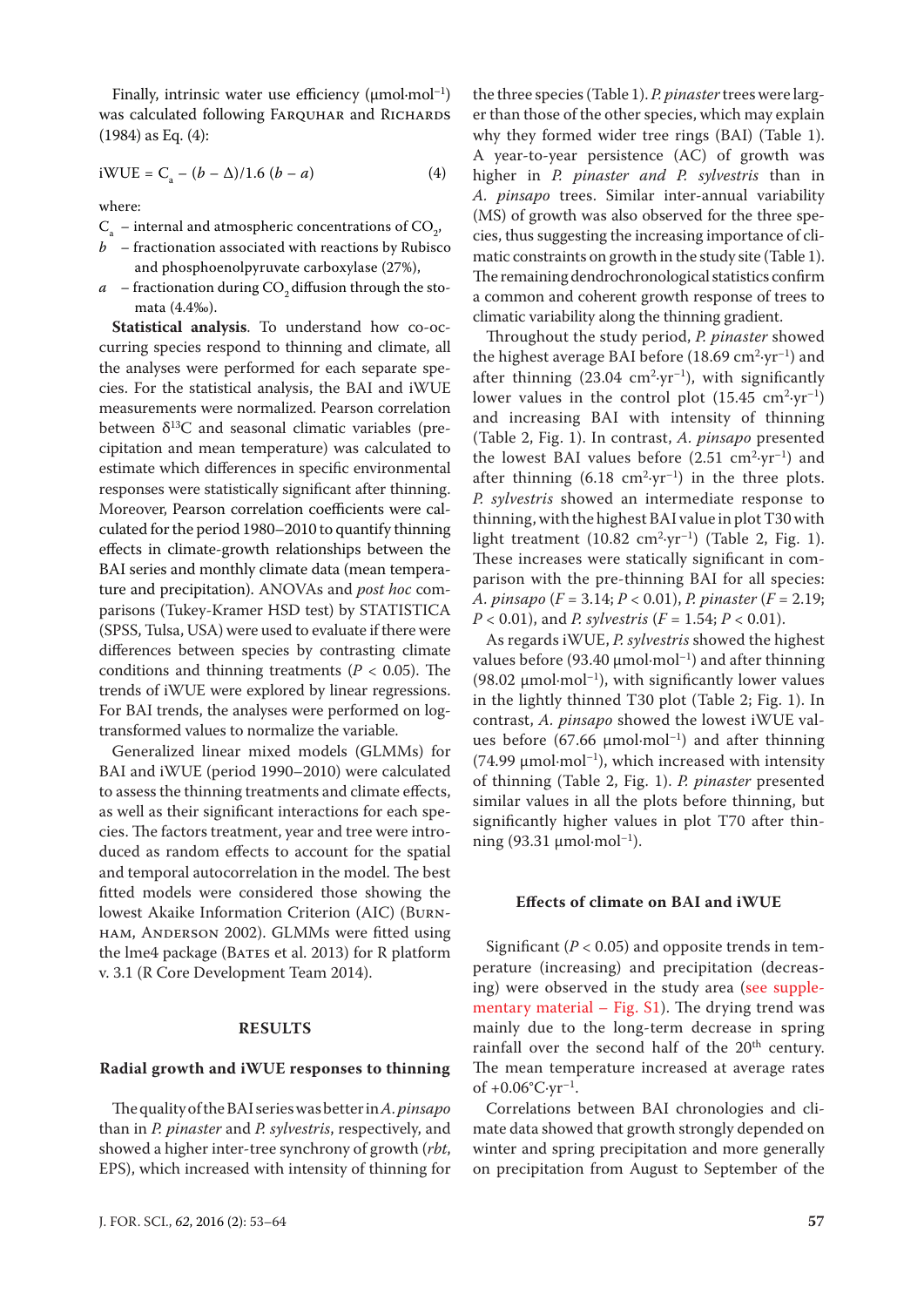Finally, intrinsic water use efficiency (μmol·mol$^{-1}$) was calculated following Farquhar and Richards (1984) as Eq. (4):

$$\text{iWUE} = C_a - (b - \Delta)/1.6\,(b - a) \quad (4)$$

where:

$C_a$ – internal and atmospheric concentrations of $CO_2$,

$b$ – fractionation associated with reactions by Rubisco and phosphoenolpyruvate carboxylase (27%),

$a$ – fractionation during $CO_2$ diffusion through the stomata (4.4‰).

**Statistical analysis**. To understand how co-occurring species respond to thinning and climate, all the analyses were performed for each separate species. For the statistical analysis, the BAI and iWUE measurements were normalized. Pearson correlation between $\delta^{13}C$ and seasonal climatic variables (precipitation and mean temperature) was calculated to estimate which differences in specific environmental responses were statistically significant after thinning. Moreover, Pearson correlation coefficients were calculated for the period 1980–2010 to quantify thinning effects in climate-growth relationships between the BAI series and monthly climate data (mean temperature and precipitation). ANOVAs and *post hoc* comparisons (Tukey-Kramer HSD test) by STATISTICA (SPSS, Tulsa, USA) were used to evaluate if there were differences between species by contrasting climate conditions and thinning treatments ($P < 0.05$). The trends of iWUE were explored by linear regressions. For BAI trends, the analyses were performed on log-transformed values to normalize the variable.

Generalized linear mixed models (GLMMs) for BAI and iWUE (period 1990–2010) were calculated to assess the thinning treatments and climate effects, as well as their significant interactions for each species. The factors treatment, year and tree were introduced as random effects to account for the spatial and temporal autocorrelation in the model. The best fitted models were considered those showing the lowest Akaike Information Criterion (AIC) (Burnham, Anderson 2002). GLMMs were fitted using the lme4 package (Bates et al. 2013) for R platform v. 3.1 (R Core Development Team 2014).

## RESULTS

### Radial growth and iWUE responses to thinning

The quality of the BAI series was better in *A. pinsapo* than in *P. pinaster* and *P. sylvestris*, respectively, and showed a higher inter-tree synchrony of growth (*rbt*, EPS), which increased with intensity of thinning for the three species (Table 1). *P. pinaster* trees were larger than those of the other species, which may explain why they formed wider tree rings (BAI) (Table 1). A year-to-year persistence (AC) of growth was higher in *P. pinaster and P. sylvestris* than in *A. pinsapo* trees. Similar inter-annual variability (MS) of growth was also observed for the three species, thus suggesting the increasing importance of climatic constraints on growth in the study site (Table 1). The remaining dendrochronological statistics confirm a common and coherent growth response of trees to climatic variability along the thinning gradient.

Throughout the study period, *P. pinaster* showed the highest average BAI before (18.69 cm$^2$·yr$^{-1}$) and after thinning (23.04 cm$^2$·yr$^{-1}$), with significantly lower values in the control plot (15.45 cm$^2$·yr$^{-1}$) and increasing BAI with intensity of thinning (Table 2, Fig. 1). In contrast, *A. pinsapo* presented the lowest BAI values before (2.51 cm$^2$·yr$^{-1}$) and after thinning (6.18 cm$^2$·yr$^{-1}$) in the three plots. *P. sylvestris* showed an intermediate response to thinning, with the highest BAI value in plot T30 with light treatment (10.82 cm$^2$·yr$^{-1}$) (Table 2, Fig. 1). These increases were statically significant in comparison with the pre-thinning BAI for all species: *A. pinsapo* ($F = 3.14$; $P < 0.01$), *P. pinaster* ($F = 2.19$; $P < 0.01$), and *P. sylvestris* ($F = 1.54$; $P < 0.01$).

As regards iWUE, *P. sylvestris* showed the highest values before (93.40 μmol·mol$^{-1}$) and after thinning (98.02 μmol·mol$^{-1}$), with significantly lower values in the lightly thinned T30 plot (Table 2; Fig. 1). In contrast, *A. pinsapo* showed the lowest iWUE values before (67.66 μmol·mol$^{-1}$) and after thinning (74.99 μmol·mol$^{-1}$), which increased with intensity of thinning (Table 2, Fig. 1). *P. pinaster* presented similar values in all the plots before thinning, but significantly higher values in plot T70 after thinning (93.31 μmol·mol$^{-1}$).

### Effects of climate on BAI and iWUE

Significant ($P < 0.05$) and opposite trends in temperature (increasing) and precipitation (decreasing) were observed in the study area (see supplementary material – Fig. S1). The drying trend was mainly due to the long-term decrease in spring rainfall over the second half of the 20$^{th}$ century. The mean temperature increased at average rates of +0.06°C·yr$^{-1}$.

Correlations between BAI chronologies and climate data showed that growth strongly depended on winter and spring precipitation and more generally on precipitation from August to September of the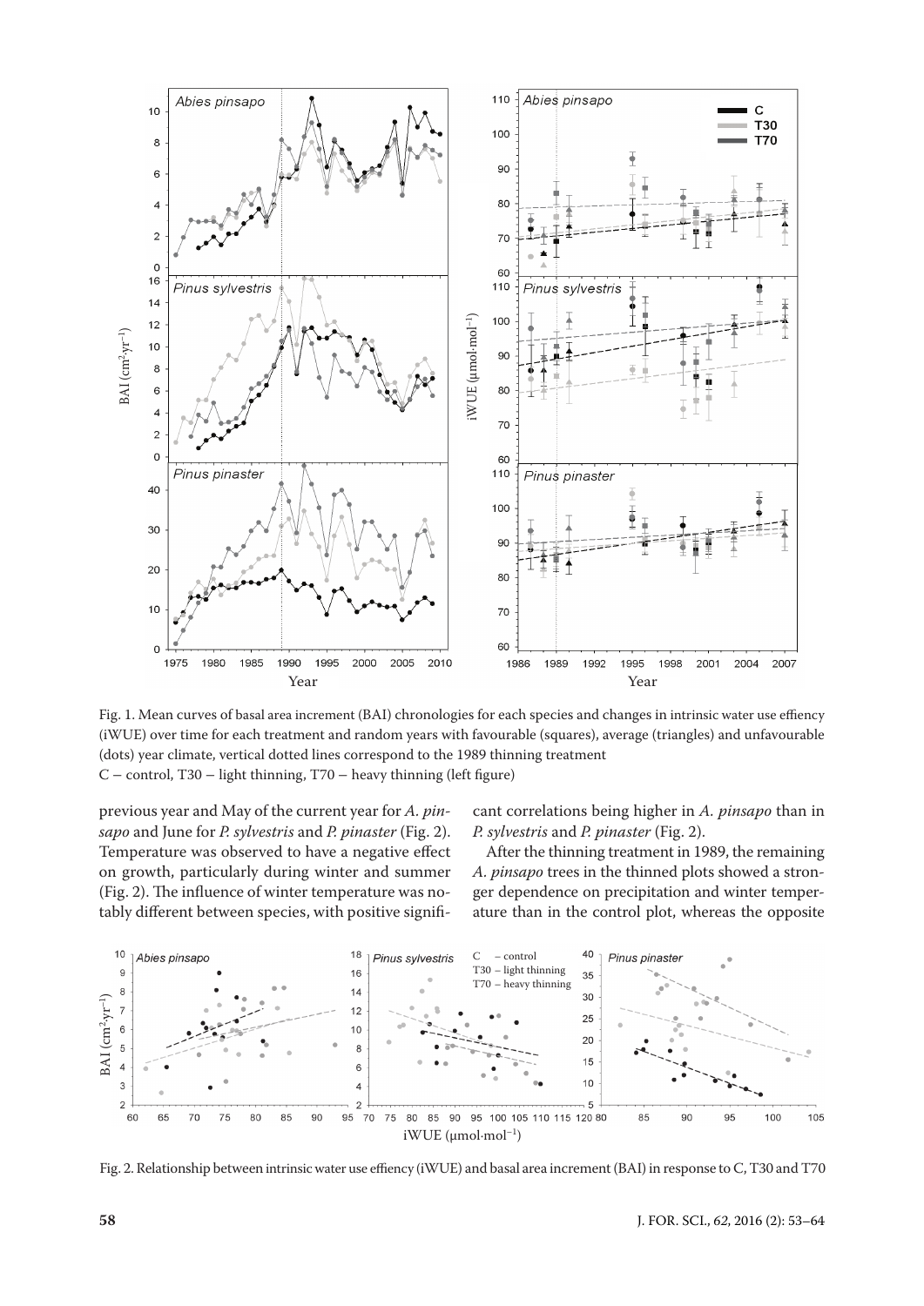Fig. 1. Mean curves of basal area increment (BAI) chronologies for each species and changes in intrinsic water use effiency (iWUE) over time for each treatment and random years with favourable (squares), average (triangles) and unfavourable (dots) year climate, vertical dotted lines correspond to the 1989 thinning treatment

C – control, T30 – light thinning, T70 – heavy thinning (left figure)

previous year and May of the current year for *A. pinsapo* and June for *P. sylvestris* and *P. pinaster* (Fig. 2). Temperature was observed to have a negative effect on growth, particularly during winter and summer (Fig. 2). The influence of winter temperature was notably different between species, with positive significant correlations being higher in *A. pinsapo* than in *P. sylvestris* and *P. pinaster* (Fig. 2).

After the thinning treatment in 1989, the remaining *A. pinsapo* trees in the thinned plots showed a stronger dependence on precipitation and winter temperature than in the control plot, whereas the opposite

Fig. 2. Relationship between intrinsic water use effiency (iWUE) and basal area increment (BAI) in response to C, T30 and T70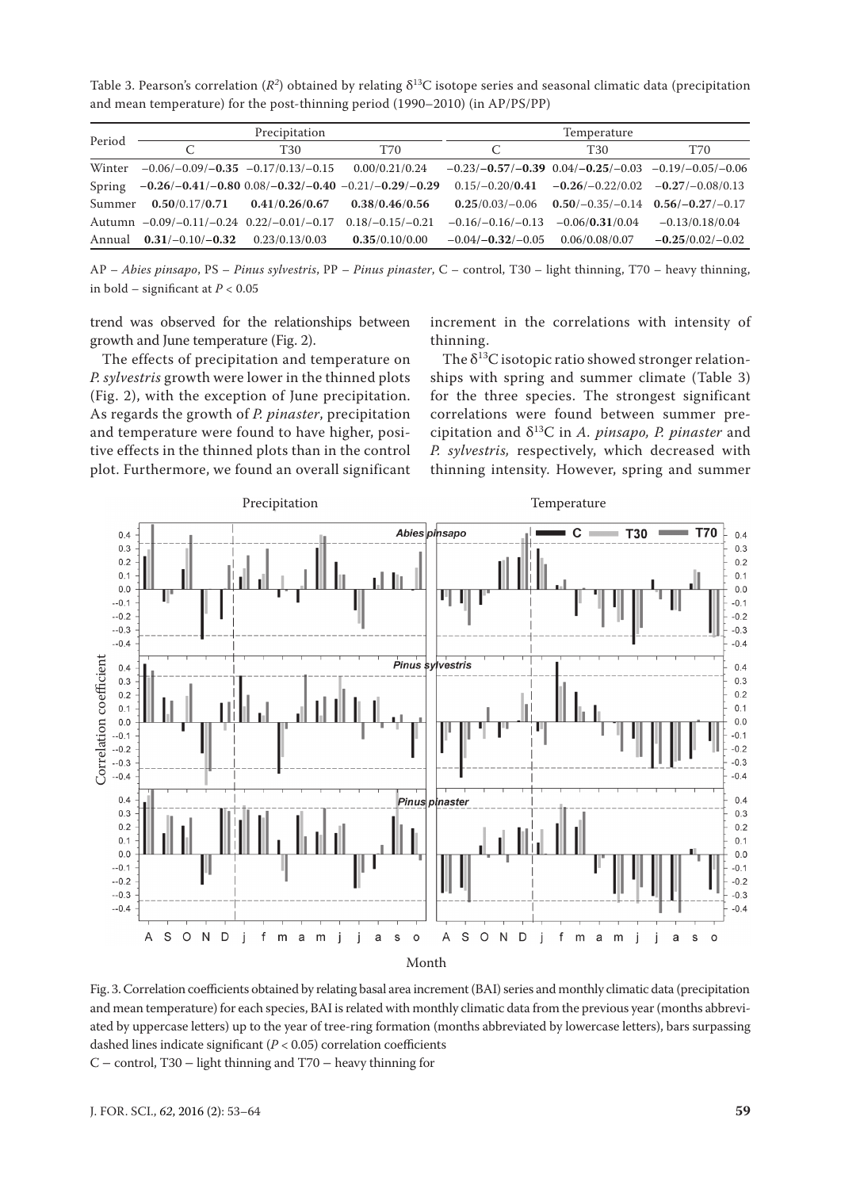Table 3. Pearson's correlation ($R^2$) obtained by relating δ$^{13}$C isotope series and seasonal climatic data (precipitation and mean temperature) for the post-thinning period (1990–2010) (in AP/PS/PP)

| Period | Precipitation | | | Temperature | | |
|---|---|---|---|---|---|---|
| | C | T30 | T70 | C | T30 | T70 |
| Winter | −0.06/−0.09/**−0.35** | −0.17/0.13/−0.15 | 0.00/0.21/0.24 | −0.23/**−0.57**/**−0.39** | 0.04/**−0.25**/−0.03 | −0.19/−0.05/−0.06 |
| Spring | **−0.26**/**−0.41**/**−0.80** | 0.08/**−0.32**/**−0.40** | **−0.21**/**−0.29**/**−0.29** | 0.15/−0.20/**0.41** | **−0.26**/−0.22/0.02 | **−0.27**/−0.08/0.13 |
| Summer | **0.50**/0.17/**0.71** | **0.41**/**0.26**/**0.67** | **0.38**/**0.46**/**0.56** | **0.25**/0.03/−0.06 | **0.50**/−0.35/−0.14 | **0.56**/**−0.27**/−0.17 |
| Autumn | −0.09/−0.11/−0.24 | 0.22/−0.01/−0.17 | 0.18/−0.15/−0.21 | −0.16/−0.16/−0.13 | −0.06/**0.31**/0.04 | −0.13/0.18/0.04 |
| Annual | **0.31**/−0.10/**−0.32** | 0.23/0.13/0.03 | **0.35**/0.10/0.00 | −0.04/**−0.32**/−0.05 | 0.06/0.08/0.07 | **−0.25**/0.02/−0.02 |

AP – *Abies pinsapo*, PS – *Pinus sylvestris*, PP – *Pinus pinaster*, C – control, T30 – light thinning, T70 – heavy thinning, in bold – significant at $P < 0.05$

trend was observed for the relationships between growth and June temperature (Fig. 2).

The effects of precipitation and temperature on *P. sylvestris* growth were lower in the thinned plots (Fig. 2), with the exception of June precipitation. As regards the growth of *P. pinaster*, precipitation and temperature were found to have higher, positive effects in the thinned plots than in the control plot. Furthermore, we found an overall significant increment in the correlations with intensity of thinning.

The δ$^{13}$C isotopic ratio showed stronger relationships with spring and summer climate (Table 3) for the three species. The strongest significant correlations were found between summer precipitation and δ$^{13}$C in *A. pinsapo, P. pinaster* and *P. sylvestris,* respectively, which decreased with thinning intensity. However, spring and summer

Fig. 3. Correlation coefficients obtained by relating basal area increment (BAI) series and monthly climatic data (precipitation and mean temperature) for each species, BAI is related with monthly climatic data from the previous year (months abbreviated by uppercase letters) up to the year of tree-ring formation (months abbreviated by lowercase letters), bars surpassing dashed lines indicate significant ($P < 0.05$) correlation coefficients
C – control, T30 – light thinning and T70 – heavy thinning for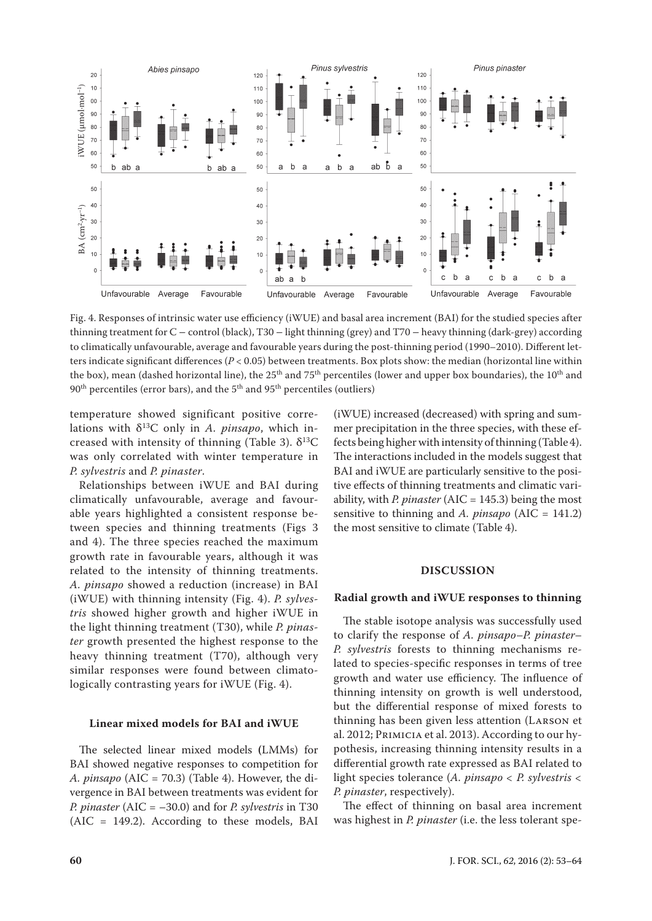Fig. 4. Responses of intrinsic water use efficiency (iWUE) and basal area increment (BAI) for the studied species after thinning treatment for C – control (black), T30 – light thinning (grey) and T70 – heavy thinning (dark-grey) according to climatically unfavourable, average and favourable years during the post-thinning period (1990–2010). Different letters indicate significant differences ($P < 0.05$) between treatments. Box plots show: the median (horizontal line within the box), mean (dashed horizontal line), the 25th and 75th percentiles (lower and upper box boundaries), the 10th and 90th percentiles (error bars), and the 5th and 95th percentiles (outliers)

temperature showed significant positive correlations with $\delta^{13}C$ only in *A. pinsapo*, which increased with intensity of thinning (Table 3). $\delta^{13}C$ was only correlated with winter temperature in *P. sylvestris* and *P. pinaster*.

Relationships between iWUE and BAI during climatically unfavourable, average and favourable years highlighted a consistent response between species and thinning treatments (Figs 3 and 4). The three species reached the maximum growth rate in favourable years, although it was related to the intensity of thinning treatments. *A. pinsapo* showed a reduction (increase) in BAI (iWUE) with thinning intensity (Fig. 4). *P. sylvestris* showed higher growth and higher iWUE in the light thinning treatment (T30), while *P. pinaster* growth presented the highest response to the heavy thinning treatment (T70), although very similar responses were found between climatologically contrasting years for iWUE (Fig. 4).

### Linear mixed models for BAI and iWUE

The selected linear mixed models (LMMs) for BAI showed negative responses to competition for *A. pinsapo* (AIC = 70.3) (Table 4). However, the divergence in BAI between treatments was evident for *P. pinaster* (AIC = –30.0) and for *P. sylvestris* in T30 (AIC = 149.2). According to these models, BAI (iWUE) increased (decreased) with spring and summer precipitation in the three species, with these effects being higher with intensity of thinning (Table 4). The interactions included in the models suggest that BAI and iWUE are particularly sensitive to the positive effects of thinning treatments and climatic variability, with *P. pinaster* (AIC = 145.3) being the most sensitive to thinning and *A. pinsapo* (AIC = 141.2) the most sensitive to climate (Table 4).

## DISCUSSION

### Radial growth and iWUE responses to thinning

The stable isotope analysis was successfully used to clarify the response of *A. pinsapo*–*P. pinaster*–*P. sylvestris* forests to thinning mechanisms related to species-specific responses in terms of tree growth and water use efficiency. The influence of thinning intensity on growth is well understood, but the differential response of mixed forests to thinning has been given less attention (Larson et al. 2012; Primicia et al. 2013). According to our hypothesis, increasing thinning intensity results in a differential growth rate expressed as BAI related to light species tolerance (*A. pinsapo* < *P. sylvestris* < *P. pinaster*, respectively).

The effect of thinning on basal area increment was highest in *P. pinaster* (i.e. the less tolerant spe-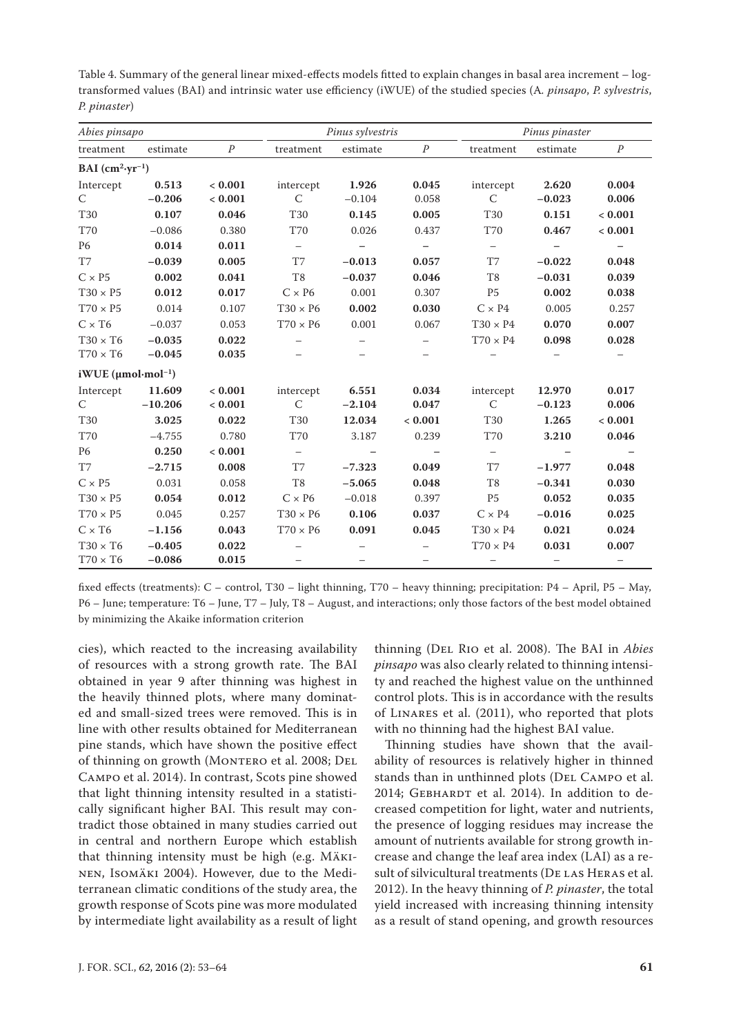Table 4. Summary of the general linear mixed-effects models fitted to explain changes in basal area increment – log-transformed values (BAI) and intrinsic water use efficiency (iWUE) of the studied species (*A. pinsapo*, *P. sylvestris*, *P. pinaster*)

| *Abies pinsapo* | | | *Pinus sylvestris* | | | *Pinus pinaster* | | |
|---|---|---|---|---|---|---|---|---|
| treatment | estimate | *P* | treatment | estimate | *P* | treatment | estimate | *P* |
| **BAI (cm²·yr⁻¹)** | | | | | | | | |
| Intercept | **0.513** | **< 0.001** | intercept | **1.926** | **0.045** | intercept | **2.620** | **0.004** |
| C | **−0.206** | **< 0.001** | C | −0.104 | 0.058 | C | **−0.023** | **0.006** |
| T30 | **0.107** | **0.046** | T30 | **0.145** | **0.005** | T30 | **0.151** | **< 0.001** |
| T70 | −0.086 | 0.380 | T70 | 0.026 | 0.437 | T70 | **0.467** | **< 0.001** |
| P6 | **0.014** | **0.011** | – | – | – | – | – | – |
| T7 | **−0.039** | **0.005** | T7 | **−0.013** | **0.057** | T7 | **−0.022** | **0.048** |
| C × P5 | **0.002** | **0.041** | T8 | **−0.037** | **0.046** | T8 | **−0.031** | **0.039** |
| T30 × P5 | **0.012** | **0.017** | C × P6 | 0.001 | 0.307 | P5 | **0.002** | **0.038** |
| T70 × P5 | 0.014 | 0.107 | T30 × P6 | **0.002** | **0.030** | C × P4 | 0.005 | 0.257 |
| C × T6 | −0.037 | 0.053 | T70 × P6 | 0.001 | 0.067 | T30 × P4 | **0.070** | **0.007** |
| T30 × T6 | **−0.035** | **0.022** | – | – | – | T70 × P4 | **0.098** | **0.028** |
| T70 × T6 | **−0.045** | **0.035** | – | – | – | – | – | – |
| **iWUE (μmol·mol⁻¹)** | | | | | | | | |
| Intercept | **11.609** | **< 0.001** | intercept | **6.551** | **0.034** | intercept | **12.970** | **0.017** |
| C | **−10.206** | **< 0.001** | C | **−2.104** | **0.047** | C | **−0.123** | **0.006** |
| T30 | **3.025** | **0.022** | T30 | **12.034** | **< 0.001** | T30 | **1.265** | **< 0.001** |
| T70 | −4.755 | 0.780 | T70 | 3.187 | 0.239 | T70 | **3.210** | **0.046** |
| P6 | **0.250** | **< 0.001** | – | – | – | – | – | – |
| T7 | **−2.715** | **0.008** | T7 | **−7.323** | **0.049** | T7 | **−1.977** | **0.048** |
| C × P5 | 0.031 | 0.058 | T8 | **−5.065** | **0.048** | T8 | **−0.341** | **0.030** |
| T30 × P5 | **0.054** | **0.012** | C × P6 | −0.018 | 0.397 | P5 | **0.052** | **0.035** |
| T70 × P5 | 0.045 | 0.257 | T30 × P6 | **0.106** | **0.037** | C × P4 | **−0.016** | **0.025** |
| C × T6 | **−1.156** | **0.043** | T70 × P6 | **0.091** | **0.045** | T30 × P4 | **0.021** | **0.024** |
| T30 × T6 | **−0.405** | **0.022** | – | – | – | T70 × P4 | **0.031** | **0.007** |
| T70 × T6 | **−0.086** | **0.015** | – | – | – | – | – | – |

fixed effects (treatments): C – control, T30 – light thinning, T70 – heavy thinning; precipitation: P4 – April, P5 – May, P6 – June; temperature: T6 – June, T7 – July, T8 – August, and interactions; only those factors of the best model obtained by minimizing the Akaike information criterion

cies), which reacted to the increasing availability of resources with a strong growth rate. The BAI obtained in year 9 after thinning was highest in the heavily thinned plots, where many dominated and small-sized trees were removed. This is in line with other results obtained for Mediterranean pine stands, which have shown the positive effect of thinning on growth (Montero et al. 2008; Del Campo et al. 2014). In contrast, Scots pine showed that light thinning intensity resulted in a statistically significant higher BAI. This result may contradict those obtained in many studies carried out in central and northern Europe which establish that thinning intensity must be high (e.g. Mäkinen, Isomäki 2004). However, due to the Mediterranean climatic conditions of the study area, the growth response of Scots pine was more modulated by intermediate light availability as a result of light thinning (Del Rio et al. 2008). The BAI in *Abies pinsapo* was also clearly related to thinning intensity and reached the highest value on the unthinned control plots. This is in accordance with the results of Linares et al. (2011), who reported that plots with no thinning had the highest BAI value.

Thinning studies have shown that the availability of resources is relatively higher in thinned stands than in unthinned plots (Del Campo et al. 2014; Gebhardt et al. 2014). In addition to decreased competition for light, water and nutrients, the presence of logging residues may increase the amount of nutrients available for strong growth increase and change the leaf area index (LAI) as a result of silvicultural treatments (De las Heras et al. 2012). In the heavy thinning of *P. pinaster*, the total yield increased with increasing thinning intensity as a result of stand opening, and growth resources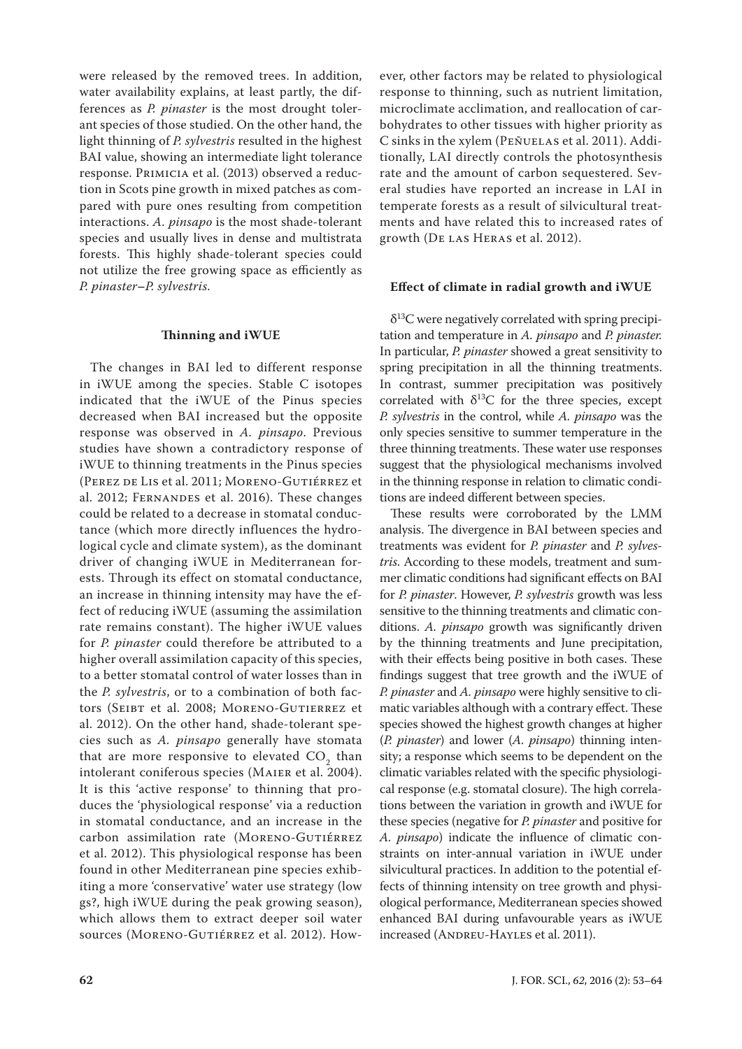were released by the removed trees. In addition, water availability explains, at least partly, the differences as *P. pinaster* is the most drought tolerant species of those studied. On the other hand, the light thinning of *P. sylvestris* resulted in the highest BAI value, showing an intermediate light tolerance response. Primicia et al. (2013) observed a reduction in Scots pine growth in mixed patches as compared with pure ones resulting from competition interactions. *A. pinsapo* is the most shade-tolerant species and usually lives in dense and multistrata forests. This highly shade-tolerant species could not utilize the free growing space as efficiently as *P. pinaster*–*P. sylvestris*.

### Thinning and iWUE

The changes in BAI led to different response in iWUE among the species. Stable C isotopes indicated that the iWUE of the Pinus species decreased when BAI increased but the opposite response was observed in *A. pinsapo*. Previous studies have shown a contradictory response of iWUE to thinning treatments in the Pinus species (Perez de Lis et al. 2011; Moreno-Gutiérrez et al. 2012; Fernandes et al. 2016). These changes could be related to a decrease in stomatal conductance (which more directly influences the hydrological cycle and climate system), as the dominant driver of changing iWUE in Mediterranean forests. Through its effect on stomatal conductance, an increase in thinning intensity may have the effect of reducing iWUE (assuming the assimilation rate remains constant). The higher iWUE values for *P. pinaster* could therefore be attributed to a higher overall assimilation capacity of this species, to a better stomatal control of water losses than in the *P. sylvestris*, or to a combination of both factors (Seibt et al. 2008; Moreno-Gutierrez et al. 2012). On the other hand, shade-tolerant species such as *A. pinsapo* generally have stomata that are more responsive to elevated $CO_2$ than intolerant coniferous species (Maier et al. 2004). It is this 'active response' to thinning that produces the 'physiological response' via a reduction in stomatal conductance, and an increase in the carbon assimilation rate (Moreno-Gutiérrez et al. 2012). This physiological response has been found in other Mediterranean pine species exhibiting a more 'conservative' water use strategy (low gs?, high iWUE during the peak growing season), which allows them to extract deeper soil water sources (Moreno-Gutiérrez et al. 2012). However, other factors may be related to physiological response to thinning, such as nutrient limitation, microclimate acclimation, and reallocation of carbohydrates to other tissues with higher priority as C sinks in the xylem (Peñuelas et al. 2011). Additionally, LAI directly controls the photosynthesis rate and the amount of carbon sequestered. Several studies have reported an increase in LAI in temperate forests as a result of silvicultural treatments and have related this to increased rates of growth (De las Heras et al. 2012).

### Effect of climate in radial growth and iWUE

$\delta^{13}C$ were negatively correlated with spring precipitation and temperature in *A. pinsapo* and *P. pinaster.* In particular, *P. pinaster* showed a great sensitivity to spring precipitation in all the thinning treatments. In contrast, summer precipitation was positively correlated with $\delta^{13}C$ for the three species, except *P. sylvestris* in the control, while *A. pinsapo* was the only species sensitive to summer temperature in the three thinning treatments. These water use responses suggest that the physiological mechanisms involved in the thinning response in relation to climatic conditions are indeed different between species.

These results were corroborated by the LMM analysis. The divergence in BAI between species and treatments was evident for *P. pinaster* and *P. sylvestris*. According to these models, treatment and summer climatic conditions had significant effects on BAI for *P. pinaster*. However, *P. sylvestris* growth was less sensitive to the thinning treatments and climatic conditions. *A. pinsapo* growth was significantly driven by the thinning treatments and June precipitation, with their effects being positive in both cases. These findings suggest that tree growth and the iWUE of *P. pinaster* and *A. pinsapo* were highly sensitive to climatic variables although with a contrary effect. These species showed the highest growth changes at higher (*P. pinaster*) and lower (*A. pinsapo*) thinning intensity; a response which seems to be dependent on the climatic variables related with the specific physiological response (e.g. stomatal closure). The high correlations between the variation in growth and iWUE for these species (negative for *P. pinaster* and positive for *A. pinsapo*) indicate the influence of climatic constraints on inter-annual variation in iWUE under silvicultural thinning practices. In addition to the potential effects of thinning intensity on tree growth and physiological performance, Mediterranean species showed enhanced BAI during unfavourable years as iWUE increased (Andreu-Hayles et al. 2011).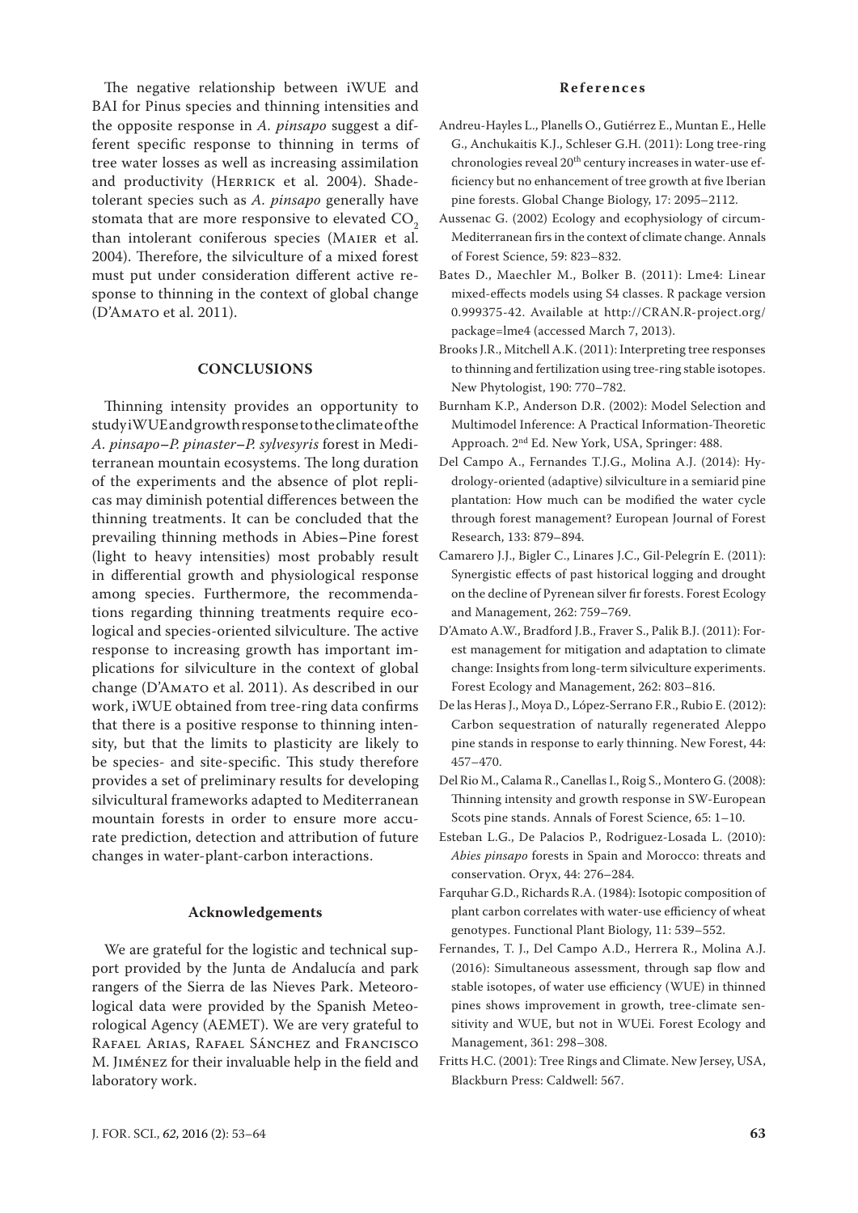The negative relationship between iWUE and BAI for Pinus species and thinning intensities and the opposite response in *A. pinsapo* suggest a different specific response to thinning in terms of tree water losses as well as increasing assimilation and productivity (Herrick et al. 2004). Shade-tolerant species such as *A. pinsapo* generally have stomata that are more responsive to elevated $CO_2$ than intolerant coniferous species (Maier et al. 2004). Therefore, the silviculture of a mixed forest must put under consideration different active response to thinning in the context of global change (D'Amato et al. 2011).

## CONCLUSIONS

Thinning intensity provides an opportunity to study iWUE and growth response to the climate of the *A. pinsapo–P. pinaster–P. sylvesyris* forest in Mediterranean mountain ecosystems. The long duration of the experiments and the absence of plot replicas may diminish potential differences between the thinning treatments. It can be concluded that the prevailing thinning methods in Abies–Pine forest (light to heavy intensities) most probably result in differential growth and physiological response among species. Furthermore, the recommendations regarding thinning treatments require ecological and species-oriented silviculture. The active response to increasing growth has important implications for silviculture in the context of global change (D'Amato et al. 2011). As described in our work, iWUE obtained from tree-ring data confirms that there is a positive response to thinning intensity, but that the limits to plasticity are likely to be species- and site-specific. This study therefore provides a set of preliminary results for developing silvicultural frameworks adapted to Mediterranean mountain forests in order to ensure more accurate prediction, detection and attribution of future changes in water-plant-carbon interactions.

### Acknowledgements

We are grateful for the logistic and technical support provided by the Junta de Andalucía and park rangers of the Sierra de las Nieves Park. Meteorological data were provided by the Spanish Meteorological Agency (AEMET). We are very grateful to Rafael Arias, Rafael Sánchez and Francisco M. Jiménez for their invaluable help in the field and laboratory work.

### References

Andreu-Hayles L., Planells O., Gutiérrez E., Muntan E., Helle G., Anchukaitis K.J., Schleser G.H. (2011): Long tree-ring chronologies reveal 20th century increases in water-use efficiency but no enhancement of tree growth at five Iberian pine forests. Global Change Biology, 17: 2095–2112.

Aussenac G. (2002) Ecology and ecophysiology of circum-Mediterranean firs in the context of climate change. Annals of Forest Science, 59: 823–832.

Bates D., Maechler M., Bolker B. (2011): Lme4: Linear mixed-effects models using S4 classes. R package version 0.999375-42. Available at http://CRAN.R-project.org/package=lme4 (accessed March 7, 2013).

Brooks J.R., Mitchell A.K. (2011): Interpreting tree responses to thinning and fertilization using tree-ring stable isotopes. New Phytologist, 190: 770–782.

Burnham K.P., Anderson D.R. (2002): Model Selection and Multimodel Inference: A Practical Information-Theoretic Approach. 2nd Ed. New York, USA, Springer: 488.

Del Campo A., Fernandes T.J.G., Molina A.J. (2014): Hydrology-oriented (adaptive) silviculture in a semiarid pine plantation: How much can be modified the water cycle through forest management? European Journal of Forest Research, 133: 879–894.

Camarero J.J., Bigler C., Linares J.C., Gil-Pelegrín E. (2011): Synergistic effects of past historical logging and drought on the decline of Pyrenean silver fir forests. Forest Ecology and Management, 262: 759–769.

D'Amato A.W., Bradford J.B., Fraver S., Palik B.J. (2011): Forest management for mitigation and adaptation to climate change: Insights from long-term silviculture experiments. Forest Ecology and Management, 262: 803–816.

De las Heras J., Moya D., López-Serrano F.R., Rubio E. (2012): Carbon sequestration of naturally regenerated Aleppo pine stands in response to early thinning. New Forest, 44: 457–470.

Del Rio M., Calama R., Canellas I., Roig S., Montero G. (2008): Thinning intensity and growth response in SW-European Scots pine stands. Annals of Forest Science, 65: 1–10.

Esteban L.G., De Palacios P., Rodriguez-Losada L. (2010): *Abies pinsapo* forests in Spain and Morocco: threats and conservation. Oryx, 44: 276–284.

Farquhar G.D., Richards R.A. (1984): Isotopic composition of plant carbon correlates with water-use efficiency of wheat genotypes. Functional Plant Biology, 11: 539–552.

Fernandes, T. J., Del Campo A.D., Herrera R., Molina A.J. (2016): Simultaneous assessment, through sap flow and stable isotopes, of water use efficiency (WUE) in thinned pines shows improvement in growth, tree-climate sensitivity and WUE, but not in WUEi. Forest Ecology and Management, 361: 298–308.

Fritts H.C. (2001): Tree Rings and Climate. New Jersey, USA, Blackburn Press: Caldwell: 567.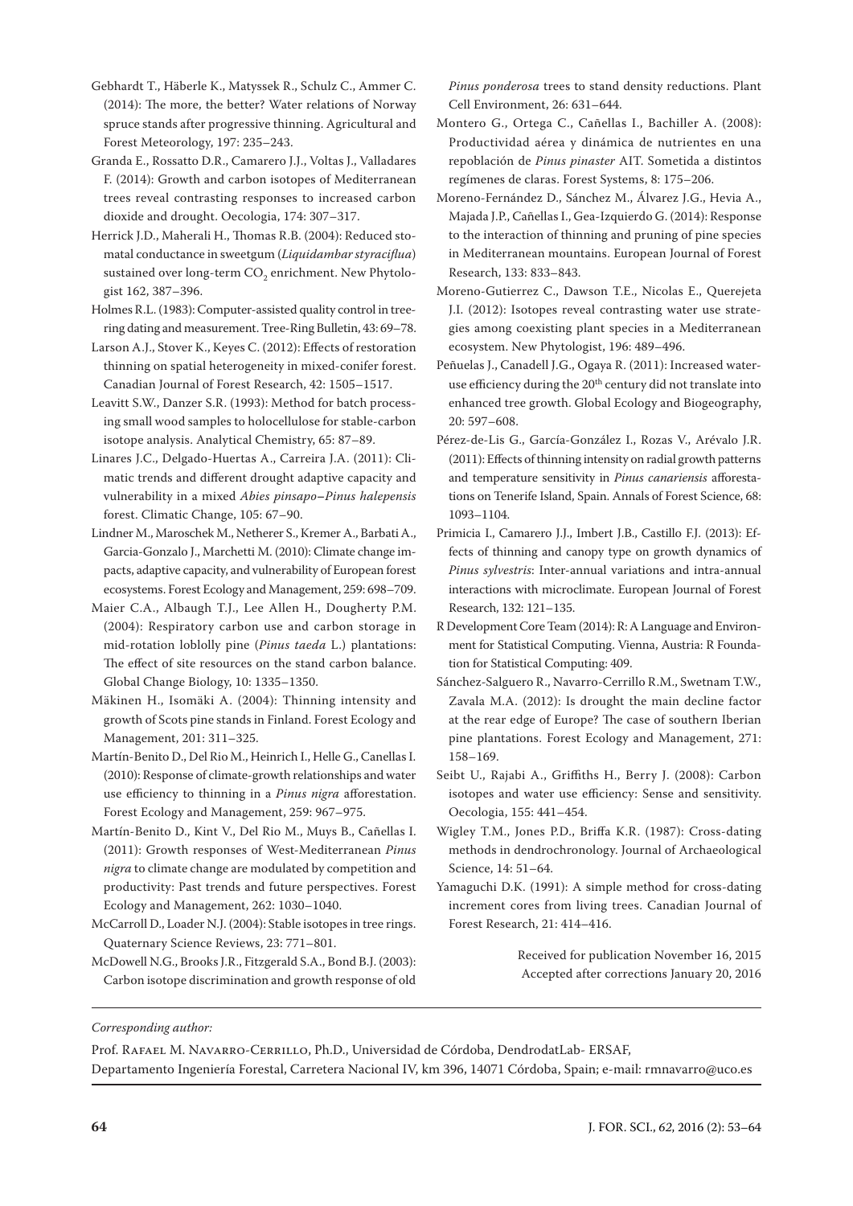Gebhardt T., Häberle K., Matyssek R., Schulz C., Ammer C. (2014): The more, the better? Water relations of Norway spruce stands after progressive thinning. Agricultural and Forest Meteorology, 197: 235–243.

Granda E., Rossatto D.R., Camarero J.J., Voltas J., Valladares F. (2014): Growth and carbon isotopes of Mediterranean trees reveal contrasting responses to increased carbon dioxide and drought. Oecologia, 174: 307–317.

Herrick J.D., Maherali H., Thomas R.B. (2004): Reduced stomatal conductance in sweetgum (*Liquidambar styraciflua*) sustained over long-term $CO_2$ enrichment. New Phytologist 162, 387–396.

Holmes R.L. (1983): Computer-assisted quality control in tree-ring dating and measurement. Tree-Ring Bulletin, 43: 69–78.

Larson A.J., Stover K., Keyes C. (2012): Effects of restoration thinning on spatial heterogeneity in mixed-conifer forest. Canadian Journal of Forest Research, 42: 1505–1517.

Leavitt S.W., Danzer S.R. (1993): Method for batch processing small wood samples to holocellulose for stable-carbon isotope analysis. Analytical Chemistry, 65: 87–89.

Linares J.C., Delgado-Huertas A., Carreira J.A. (2011): Climatic trends and different drought adaptive capacity and vulnerability in a mixed *Abies pinsapo*–*Pinus halepensis* forest. Climatic Change, 105: 67–90.

Lindner M., Maroschek M., Netherer S., Kremer A., Barbati A., Garcia-Gonzalo J., Marchetti M. (2010): Climate change impacts, adaptive capacity, and vulnerability of European forest ecosystems. Forest Ecology and Management, 259: 698–709.

Maier C.A., Albaugh T.J., Lee Allen H., Dougherty P.M. (2004): Respiratory carbon use and carbon storage in mid-rotation loblolly pine (*Pinus taeda* L.) plantations: The effect of site resources on the stand carbon balance. Global Change Biology, 10: 1335–1350.

Mäkinen H., Isomäki A. (2004): Thinning intensity and growth of Scots pine stands in Finland. Forest Ecology and Management, 201: 311–325.

Martín-Benito D., Del Rio M., Heinrich I., Helle G., Canellas I. (2010): Response of climate-growth relationships and water use efficiency to thinning in a *Pinus nigra* afforestation. Forest Ecology and Management, 259: 967–975.

Martín-Benito D., Kint V., Del Rio M., Muys B., Cañellas I. (2011): Growth responses of West-Mediterranean *Pinus nigra* to climate change are modulated by competition and productivity: Past trends and future perspectives. Forest Ecology and Management, 262: 1030–1040.

McCarroll D., Loader N.J. (2004): Stable isotopes in tree rings. Quaternary Science Reviews, 23: 771–801.

McDowell N.G., Brooks J.R., Fitzgerald S.A., Bond B.J. (2003): Carbon isotope discrimination and growth response of old *Pinus ponderosa* trees to stand density reductions. Plant Cell Environment, 26: 631–644.

Montero G., Ortega C., Cañellas I., Bachiller A. (2008): Productividad aérea y dinámica de nutrientes en una repoblación de *Pinus pinaster* AIT. Sometida a distintos regímenes de claras. Forest Systems, 8: 175–206.

Moreno-Fernández D., Sánchez M., Álvarez J.G., Hevia A., Majada J.P., Cañellas I., Gea-Izquierdo G. (2014): Response to the interaction of thinning and pruning of pine species in Mediterranean mountains. European Journal of Forest Research, 133: 833–843.

Moreno-Gutierrez C., Dawson T.E., Nicolas E., Querejeta J.I. (2012): Isotopes reveal contrasting water use strategies among coexisting plant species in a Mediterranean ecosystem. New Phytologist, 196: 489–496.

Peñuelas J., Canadell J.G., Ogaya R. (2011): Increased water-use efficiency during the 20th century did not translate into enhanced tree growth. Global Ecology and Biogeography, 20: 597–608.

Pérez-de-Lis G., García-González I., Rozas V., Arévalo J.R. (2011): Effects of thinning intensity on radial growth patterns and temperature sensitivity in *Pinus canariensis* afforestations on Tenerife Island, Spain. Annals of Forest Science, 68: 1093–1104.

Primicia I., Camarero J.J., Imbert J.B., Castillo F.J. (2013): Effects of thinning and canopy type on growth dynamics of *Pinus sylvestris*: Inter-annual variations and intra-annual interactions with microclimate. European Journal of Forest Research, 132: 121–135.

R Development Core Team (2014): R: A Language and Environment for Statistical Computing. Vienna, Austria: R Foundation for Statistical Computing: 409.

Sánchez-Salguero R., Navarro-Cerrillo R.M., Swetnam T.W., Zavala M.A. (2012): Is drought the main decline factor at the rear edge of Europe? The case of southern Iberian pine plantations. Forest Ecology and Management, 271: 158–169.

Seibt U., Rajabi A., Griffiths H., Berry J. (2008): Carbon isotopes and water use efficiency: Sense and sensitivity. Oecologia, 155: 441–454.

Wigley T.M., Jones P.D., Briffa K.R. (1987): Cross-dating methods in dendrochronology. Journal of Archaeological Science, 14: 51–64.

Yamaguchi D.K. (1991): A simple method for cross-dating increment cores from living trees. Canadian Journal of Forest Research, 21: 414–416.

Received for publication November 16, 2015
Accepted after corrections January 20, 2016

*Corresponding author:*

Prof. Rafael M. Navarro-Cerrillo, Ph.D., Universidad de Córdoba, DendrodatLab- ERSAF, Departamento Ingeniería Forestal, Carretera Nacional IV, km 396, 14071 Córdoba, Spain; e-mail: rmnavarro@uco.es